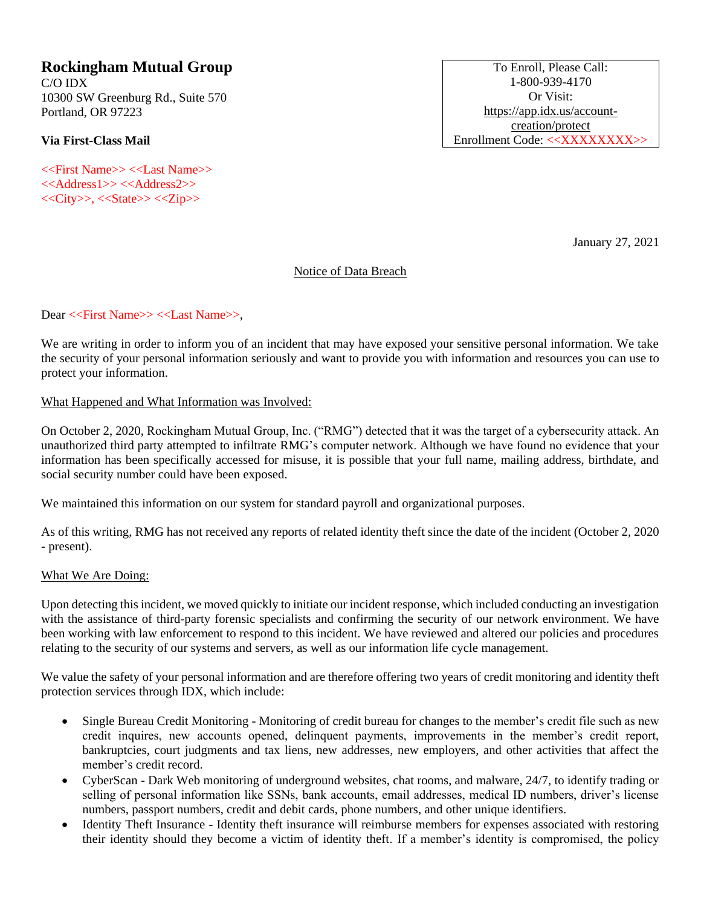**Rockingham Mutual Group**
C/O IDX
10300 SW Greenburg Rd., Suite 570
Portland, OR 97223

**Via First-Class Mail**

<<First Name>> <<Last Name>>
<<Address1>> <<Address2>>
<<City>>, <<State>> <<Zip>>

To Enroll, Please Call:
1-800-939-4170
Or Visit:
https://app.idx.us/account-creation/protect
Enrollment Code: <<XXXXXXXX>>

January 27, 2021

Notice of Data Breach

Dear <<First Name>> <<Last Name>>,

We are writing in order to inform you of an incident that may have exposed your sensitive personal information. We take the security of your personal information seriously and want to provide you with information and resources you can use to protect your information.

What Happened and What Information was Involved:

On October 2, 2020, Rockingham Mutual Group, Inc. ("RMG") detected that it was the target of a cybersecurity attack. An unauthorized third party attempted to infiltrate RMG's computer network. Although we have found no evidence that your information has been specifically accessed for misuse, it is possible that your full name, mailing address, birthdate, and social security number could have been exposed.

We maintained this information on our system for standard payroll and organizational purposes.

As of this writing, RMG has not received any reports of related identity theft since the date of the incident (October 2, 2020 - present).

What We Are Doing:

Upon detecting this incident, we moved quickly to initiate our incident response, which included conducting an investigation with the assistance of third-party forensic specialists and confirming the security of our network environment. We have been working with law enforcement to respond to this incident. We have reviewed and altered our policies and procedures relating to the security of our systems and servers, as well as our information life cycle management.

We value the safety of your personal information and are therefore offering two years of credit monitoring and identity theft protection services through IDX, which include:

- Single Bureau Credit Monitoring - Monitoring of credit bureau for changes to the member's credit file such as new credit inquires, new accounts opened, delinquent payments, improvements in the member's credit report, bankruptcies, court judgments and tax liens, new addresses, new employers, and other activities that affect the member's credit record.
- CyberScan - Dark Web monitoring of underground websites, chat rooms, and malware, 24/7, to identify trading or selling of personal information like SSNs, bank accounts, email addresses, medical ID numbers, driver's license numbers, passport numbers, credit and debit cards, phone numbers, and other unique identifiers.
- Identity Theft Insurance - Identity theft insurance will reimburse members for expenses associated with restoring their identity should they become a victim of identity theft. If a member's identity is compromised, the policy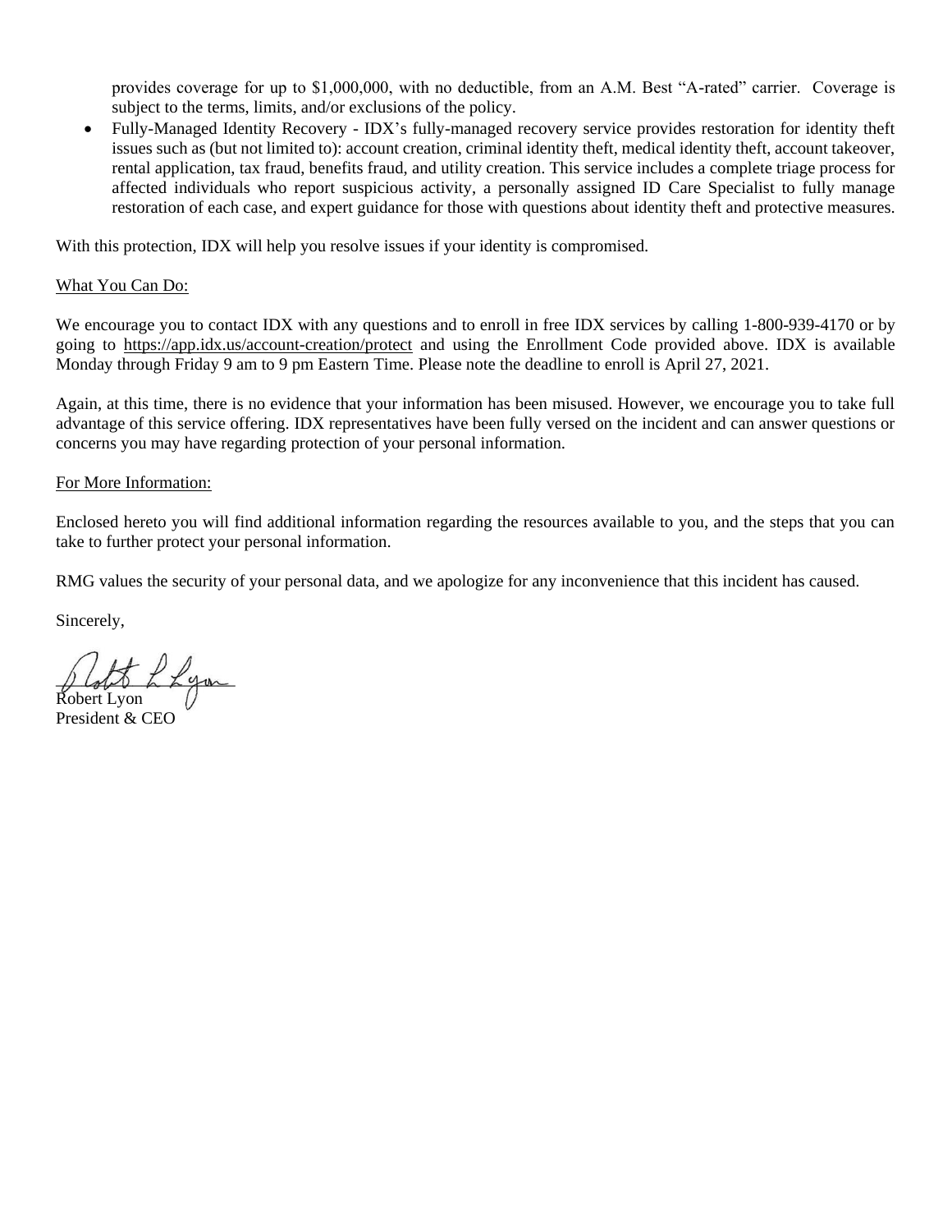provides coverage for up to $1,000,000, with no deductible, from an A.M. Best "A-rated" carrier. Coverage is subject to the terms, limits, and/or exclusions of the policy.

- Fully-Managed Identity Recovery - IDX's fully-managed recovery service provides restoration for identity theft issues such as (but not limited to): account creation, criminal identity theft, medical identity theft, account takeover, rental application, tax fraud, benefits fraud, and utility creation. This service includes a complete triage process for affected individuals who report suspicious activity, a personally assigned ID Care Specialist to fully manage restoration of each case, and expert guidance for those with questions about identity theft and protective measures.

With this protection, IDX will help you resolve issues if your identity is compromised.

What You Can Do:

We encourage you to contact IDX with any questions and to enroll in free IDX services by calling 1-800-939-4170 or by going to https://app.idx.us/account-creation/protect and using the Enrollment Code provided above. IDX is available Monday through Friday 9 am to 9 pm Eastern Time. Please note the deadline to enroll is April 27, 2021.

Again, at this time, there is no evidence that your information has been misused. However, we encourage you to take full advantage of this service offering. IDX representatives have been fully versed on the incident and can answer questions or concerns you may have regarding protection of your personal information.

For More Information:

Enclosed hereto you will find additional information regarding the resources available to you, and the steps that you can take to further protect your personal information.

RMG values the security of your personal data, and we apologize for any inconvenience that this incident has caused.

Sincerely,

Robert Lyon
President & CEO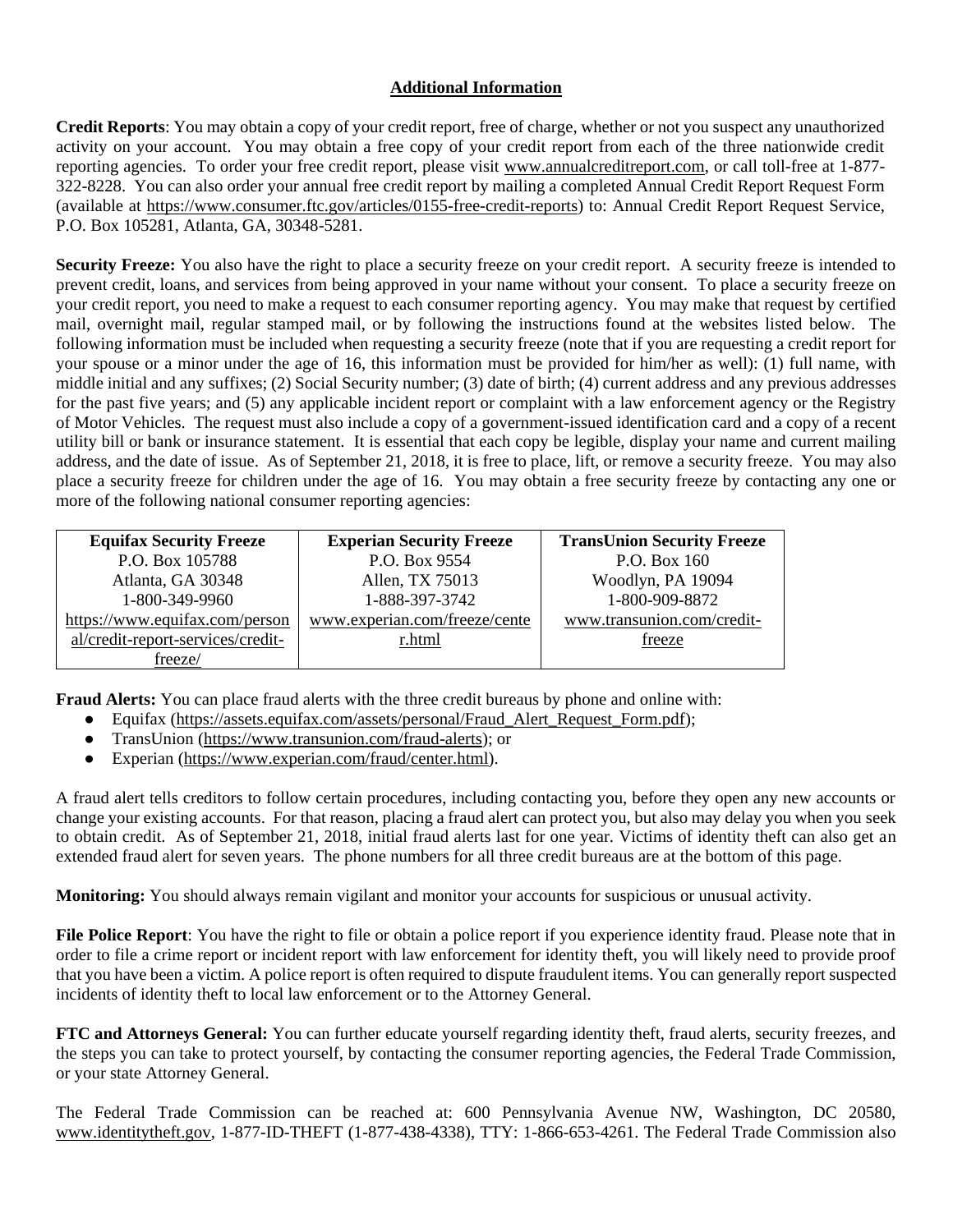## Additional Information

**Credit Reports**: You may obtain a copy of your credit report, free of charge, whether or not you suspect any unauthorized activity on your account. You may obtain a free copy of your credit report from each of the three nationwide credit reporting agencies. To order your free credit report, please visit www.annualcreditreport.com, or call toll-free at 1-877-322-8228. You can also order your annual free credit report by mailing a completed Annual Credit Report Request Form (available at https://www.consumer.ftc.gov/articles/0155-free-credit-reports) to: Annual Credit Report Request Service, P.O. Box 105281, Atlanta, GA, 30348-5281.

**Security Freeze:** You also have the right to place a security freeze on your credit report. A security freeze is intended to prevent credit, loans, and services from being approved in your name without your consent. To place a security freeze on your credit report, you need to make a request to each consumer reporting agency. You may make that request by certified mail, overnight mail, regular stamped mail, or by following the instructions found at the websites listed below. The following information must be included when requesting a security freeze (note that if you are requesting a credit report for your spouse or a minor under the age of 16, this information must be provided for him/her as well): (1) full name, with middle initial and any suffixes; (2) Social Security number; (3) date of birth; (4) current address and any previous addresses for the past five years; and (5) any applicable incident report or complaint with a law enforcement agency or the Registry of Motor Vehicles. The request must also include a copy of a government-issued identification card and a copy of a recent utility bill or bank or insurance statement. It is essential that each copy be legible, display your name and current mailing address, and the date of issue. As of September 21, 2018, it is free to place, lift, or remove a security freeze. You may also place a security freeze for children under the age of 16. You may obtain a free security freeze by contacting any one or more of the following national consumer reporting agencies:

| **Equifax Security Freeze** | **Experian Security Freeze** | **TransUnion Security Freeze** |
|---|---|---|
| P.O. Box 105788 | P.O. Box 9554 | P.O. Box 160 |
| Atlanta, GA 30348 | Allen, TX 75013 | Woodlyn, PA 19094 |
| 1-800-349-9960 | 1-888-397-3742 | 1-800-909-8872 |
| https://www.equifax.com/personal/credit-report-services/credit-freeze/ | www.experian.com/freeze/center.html | www.transunion.com/credit-freeze |

**Fraud Alerts:** You can place fraud alerts with the three credit bureaus by phone and online with:

- Equifax (https://assets.equifax.com/assets/personal/Fraud_Alert_Request_Form.pdf);
- TransUnion (https://www.transunion.com/fraud-alerts); or
- Experian (https://www.experian.com/fraud/center.html).

A fraud alert tells creditors to follow certain procedures, including contacting you, before they open any new accounts or change your existing accounts. For that reason, placing a fraud alert can protect you, but also may delay you when you seek to obtain credit. As of September 21, 2018, initial fraud alerts last for one year. Victims of identity theft can also get an extended fraud alert for seven years. The phone numbers for all three credit bureaus are at the bottom of this page.

**Monitoring:** You should always remain vigilant and monitor your accounts for suspicious or unusual activity.

**File Police Report**: You have the right to file or obtain a police report if you experience identity fraud. Please note that in order to file a crime report or incident report with law enforcement for identity theft, you will likely need to provide proof that you have been a victim. A police report is often required to dispute fraudulent items. You can generally report suspected incidents of identity theft to local law enforcement or to the Attorney General.

**FTC and Attorneys General:** You can further educate yourself regarding identity theft, fraud alerts, security freezes, and the steps you can take to protect yourself, by contacting the consumer reporting agencies, the Federal Trade Commission, or your state Attorney General.

The Federal Trade Commission can be reached at: 600 Pennsylvania Avenue NW, Washington, DC 20580, www.identitytheft.gov, 1-877-ID-THEFT (1-877-438-4338), TTY: 1-866-653-4261. The Federal Trade Commission also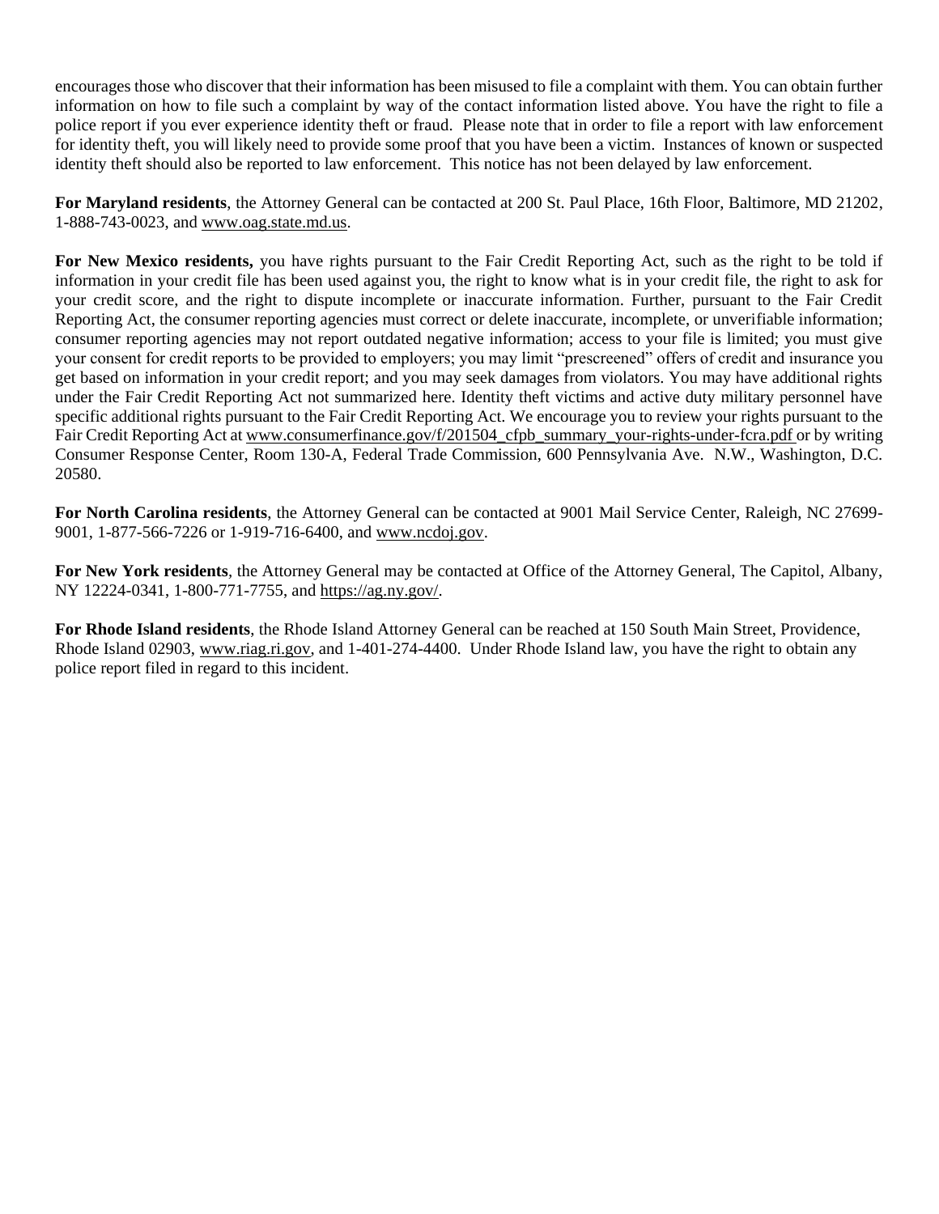encourages those who discover that their information has been misused to file a complaint with them. You can obtain further information on how to file such a complaint by way of the contact information listed above. You have the right to file a police report if you ever experience identity theft or fraud. Please note that in order to file a report with law enforcement for identity theft, you will likely need to provide some proof that you have been a victim. Instances of known or suspected identity theft should also be reported to law enforcement. This notice has not been delayed by law enforcement.

**For Maryland residents**, the Attorney General can be contacted at 200 St. Paul Place, 16th Floor, Baltimore, MD 21202, 1-888-743-0023, and www.oag.state.md.us.

**For New Mexico residents,** you have rights pursuant to the Fair Credit Reporting Act, such as the right to be told if information in your credit file has been used against you, the right to know what is in your credit file, the right to ask for your credit score, and the right to dispute incomplete or inaccurate information. Further, pursuant to the Fair Credit Reporting Act, the consumer reporting agencies must correct or delete inaccurate, incomplete, or unverifiable information; consumer reporting agencies may not report outdated negative information; access to your file is limited; you must give your consent for credit reports to be provided to employers; you may limit "prescreened" offers of credit and insurance you get based on information in your credit report; and you may seek damages from violators. You may have additional rights under the Fair Credit Reporting Act not summarized here. Identity theft victims and active duty military personnel have specific additional rights pursuant to the Fair Credit Reporting Act. We encourage you to review your rights pursuant to the Fair Credit Reporting Act at www.consumerfinance.gov/f/201504_cfpb_summary_your-rights-under-fcra.pdf or by writing Consumer Response Center, Room 130-A, Federal Trade Commission, 600 Pennsylvania Ave. N.W., Washington, D.C. 20580.

**For North Carolina residents**, the Attorney General can be contacted at 9001 Mail Service Center, Raleigh, NC 27699-9001, 1-877-566-7226 or 1-919-716-6400, and www.ncdoj.gov.

**For New York residents**, the Attorney General may be contacted at Office of the Attorney General, The Capitol, Albany, NY 12224-0341, 1-800-771-7755, and https://ag.ny.gov/.

**For Rhode Island residents**, the Rhode Island Attorney General can be reached at 150 South Main Street, Providence, Rhode Island 02903, www.riag.ri.gov, and 1-401-274-4400. Under Rhode Island law, you have the right to obtain any police report filed in regard to this incident.